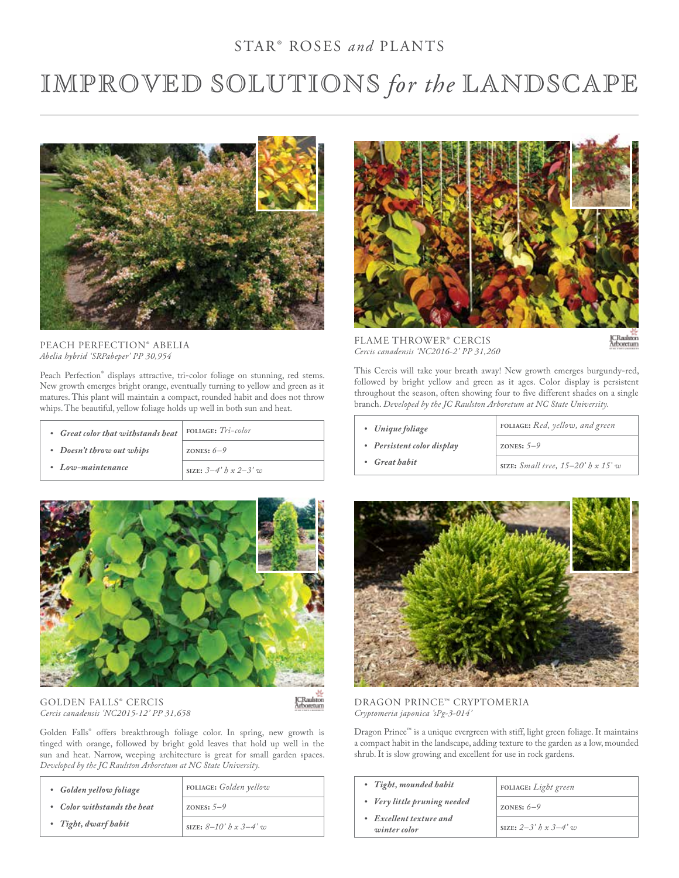STAR® ROSES *and* PLANTS

# IMPROVED SOLUTIONS *for the* LANDSCAPE

## PEACH PERFECTION® ABELIA

*Abelia hybrid 'SRPabeper' PP 30,954*

Peach Perfection® displays attractive, tri-color foliage on stunning, red stems. New growth emerges bright orange, eventually turning to yellow and green as it matures. This plant will maintain a compact, rounded habit and does not throw whips. The beautiful, yellow foliage holds up well in both sun and heat.

| | |
|---|---|
| • ***Great color that withstands heat*** | **FOLIAGE:** *Tri-color* |
| • ***Doesn't throw out whips*** | **ZONES:** *6–9* |
| • ***Low-maintenance*** | **SIZE:** *3–4' h x 2–3' w* |

## FLAME THROWER® CERCIS

*Cercis canadensis 'NC2016-2' PP 31,260*

This Cercis will take your breath away! New growth emerges burgundy-red, followed by bright yellow and green as it ages. Color display is persistent throughout the season, often showing four to five different shades on a single branch. *Developed by the JC Raulston Arboretum at NC State University.*

| | |
|---|---|
| • ***Unique foliage*** | **FOLIAGE:** *Red, yellow, and green* |
| • ***Persistent color display*** | **ZONES:** *5–9* |
| • ***Great habit*** | **SIZE:** *Small tree, 15–20' h x 15' w* |

## GOLDEN FALLS® CERCIS

*Cercis canadensis 'NC2015-12' PP 31,658*

Golden Falls® offers breakthrough foliage color. In spring, new growth is tinged with orange, followed by bright gold leaves that hold up well in the sun and heat. Narrow, weeping architecture is great for small garden spaces. *Developed by the JC Raulston Arboretum at NC State University.*

| | |
|---|---|
| • ***Golden yellow foliage*** | **FOLIAGE:** *Golden yellow* |
| • ***Color withstands the heat*** | **ZONES:** *5–9* |
| • ***Tight, dwarf habit*** | **SIZE:** *8–10' h x 3–4' w* |

## DRAGON PRINCE™ CRYPTOMERIA

*Cryptomeria japonica 'sPg-3-014'*

Dragon Prince™ is a unique evergreen with stiff, light green foliage. It maintains a compact habit in the landscape, adding texture to the garden as a low, mounded shrub. It is slow growing and excellent for use in rock gardens.

| | |
|---|---|
| • ***Tight, mounded habit*** | **FOLIAGE:** *Light green* |
| • ***Very little pruning needed*** | **ZONES:** *6–9* |
| • ***Excellent texture and winter color*** | **SIZE:** *2–3' h x 3–4' w* |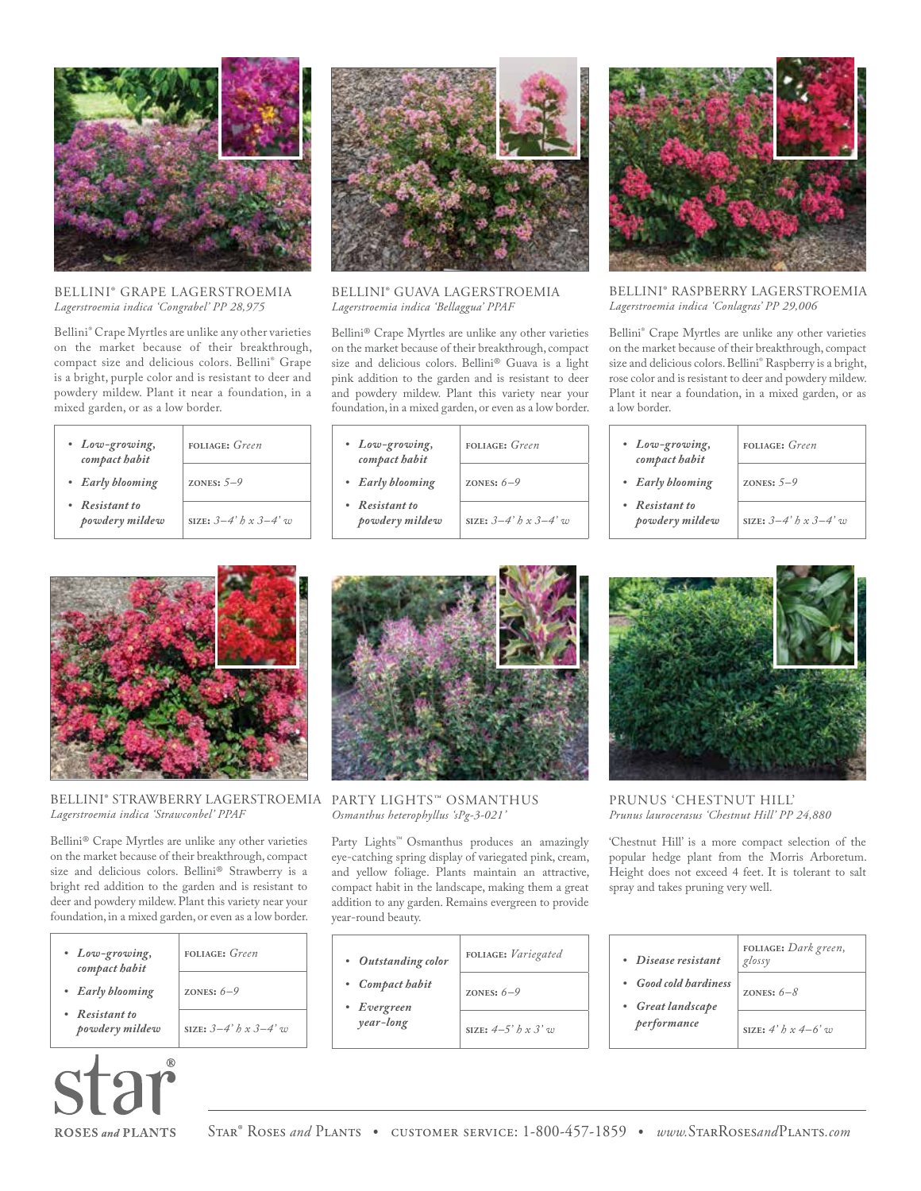## BELLINI® GRAPE LAGERSTROEMIA

*Lagerstroemia indica 'Congrabel' PP 28,975*

Bellini® Crape Myrtles are unlike any other varieties on the market because of their breakthrough, compact size and delicious colors. Bellini® Grape is a bright, purple color and is resistant to deer and powdery mildew. Plant it near a foundation, in a mixed garden, or as a low border.

| | |
|---|---|
| • *Low-growing, compact habit* | **FOLIAGE:** *Green* |
| • *Early blooming* | **ZONES:** *5–9* |
| • *Resistant to powdery mildew* | **SIZE:** *3–4' h x 3–4' w* |

## BELLINI® GUAVA LAGERSTROEMIA

*Lagerstroemia indica 'Bellaggua' PPAF*

Bellini® Crape Myrtles are unlike any other varieties on the market because of their breakthrough, compact size and delicious colors. Bellini® Guava is a light pink addition to the garden and is resistant to deer and powdery mildew. Plant this variety near your foundation, in a mixed garden, or even as a low border.

| | |
|---|---|
| • *Low-growing, compact habit* | **FOLIAGE:** *Green* |
| • *Early blooming* | **ZONES:** *6–9* |
| • *Resistant to powdery mildew* | **SIZE:** *3–4' h x 3–4' w* |

## BELLINI® RASPBERRY LAGERSTROEMIA

*Lagerstroemia indica 'Conlagras' PP 29,006*

Bellini® Crape Myrtles are unlike any other varieties on the market because of their breakthrough, compact size and delicious colors. Bellini® Raspberry is a bright, rose color and is resistant to deer and powdery mildew. Plant it near a foundation, in a mixed garden, or as a low border.

| | |
|---|---|
| • *Low-growing, compact habit* | **FOLIAGE:** *Green* |
| • *Early blooming* | **ZONES:** *5–9* |
| • *Resistant to powdery mildew* | **SIZE:** *3–4' h x 3–4' w* |

## BELLINI® STRAWBERRY LAGERSTROEMIA

*Lagerstroemia indica 'Strawconbel' PPAF*

Bellini® Crape Myrtles are unlike any other varieties on the market because of their breakthrough, compact size and delicious colors. Bellini® Strawberry is a bright red addition to the garden and is resistant to deer and powdery mildew. Plant this variety near your foundation, in a mixed garden, or even as a low border.

| | |
|---|---|
| • *Low-growing, compact habit* | **FOLIAGE:** *Green* |
| • *Early blooming* | **ZONES:** *6–9* |
| • *Resistant to powdery mildew* | **SIZE:** *3–4' h x 3–4' w* |

## PARTY LIGHTS™ OSMANTHUS

*Osmanthus heterophyllus 'sPg-3-021'*

Party Lights™ Osmanthus produces an amazingly eye-catching spring display of variegated pink, cream, and yellow foliage. Plants maintain an attractive, compact habit in the landscape, making them a great addition to any garden. Remains evergreen to provide year-round beauty.

| | |
|---|---|
| • *Outstanding color* | **FOLIAGE:** *Variegated* |
| • *Compact habit* | **ZONES:** *6–9* |
| • *Evergreen year-long* | **SIZE:** *4–5' h x 3' w* |

## PRUNUS 'CHESTNUT HILL'

*Prunus laurocerasus 'Chestnut Hill' PP 24,880*

'Chestnut Hill' is a more compact selection of the popular hedge plant from the Morris Arboretum. Height does not exceed 4 feet. It is tolerant to salt spray and takes pruning very well.

| | |
|---|---|
| • *Disease resistant* | **FOLIAGE:** *Dark green, glossy* |
| • *Good cold hardiness* | **ZONES:** *6–8* |
| • *Great landscape performance* | **SIZE:** *4' h x 4–6' w* |

star® ROSES *and* PLANTS

STAR® ROSES *and* PLANTS • CUSTOMER SERVICE: 1-800-457-1859 • *www.*STARROSES*and*PLANTS*.com*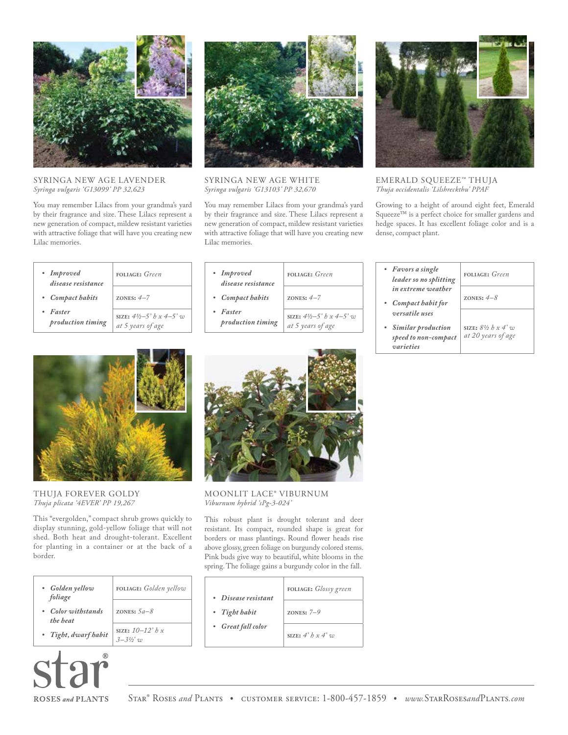## SYRINGA NEW AGE LAVENDER

*Syringa vulgaris 'G13099' PP 32,623*

You may remember Lilacs from your grandma's yard by their fragrance and size. These Lilacs represent a new generation of compact, mildew resistant varieties with attractive foliage that will have you creating new Lilac memories.

| | |
|---|---|
| • *Improved disease resistance* | **FOLIAGE:** *Green* |
| • *Compact habits* | **ZONES:** *4–7* |
| • *Faster production timing* | **SIZE:** *4½–5' h x 4–5' w at 5 years of age* |

## SYRINGA NEW AGE WHITE

*Syringa vulgaris 'G13103' PP 32,670*

You may remember Lilacs from your grandma's yard by their fragrance and size. These Lilacs represent a new generation of compact, mildew resistant varieties with attractive foliage that will have you creating new Lilac memories.

| | |
|---|---|
| • *Improved disease resistance* | **FOLIAGE:** *Green* |
| • *Compact habits* | **ZONES:** *4–7* |
| • *Faster production timing* | **SIZE:** *4½–5' h x 4–5' w at 5 years of age* |

## EMERALD SQUEEZE™ THUJA

*Thuja occidentalis 'Lilshreckthu' PPAF*

Growing to a height of around eight feet, Emerald Squeeze™ is a perfect choice for smaller gardens and hedge spaces. It has excellent foliage color and is a dense, compact plant.

| | |
|---|---|
| • *Favors a single leader so no splitting in extreme weather* | **FOLIAGE:** *Green* |
| • *Compact habit for versatile uses* | **ZONES:** *4–8* |
| • *Similar production speed to non-compact varieties* | **SIZE:** *8½ h x 4' w at 20 years of age* |

## THUJA FOREVER GOLDY

*Thuja plicata '4EVER' PP 19,267*

This "evergolden," compact shrub grows quickly to display stunning, gold-yellow foliage that will not shed. Both heat and drought-tolerant. Excellent for planting in a container or at the back of a border.

| | |
|---|---|
| • *Golden yellow foliage* | **FOLIAGE:** *Golden yellow* |
| • *Color withstands the heat* | **ZONES:** *5a–8* |
| • *Tight, dwarf habit* | **SIZE:** *10–12' h x 3–3½' w* |

## MOONLIT LACE® VIBURNUM

*Viburnum hybrid 'sPg-3-024'*

This robust plant is drought tolerant and deer resistant. Its compact, rounded shape is great for borders or mass plantings. Round flower heads rise above glossy, green foliage on burgundy colored stems. Pink buds give way to beautiful, white blooms in the spring. The foliage gains a burgundy color in the fall.

| | |
|---|---|
| • *Disease resistant* | **FOLIAGE:** *Glossy green* |
| • *Tight habit* | **ZONES:** *7–9* |
| • *Great fall color* | **SIZE:** *4' h x 4' w* |

STAR® ROSES *and* PLANTS • CUSTOMER SERVICE: 1-800-457-1859 • *www.*STARROSES*and*PLANTS*.com*